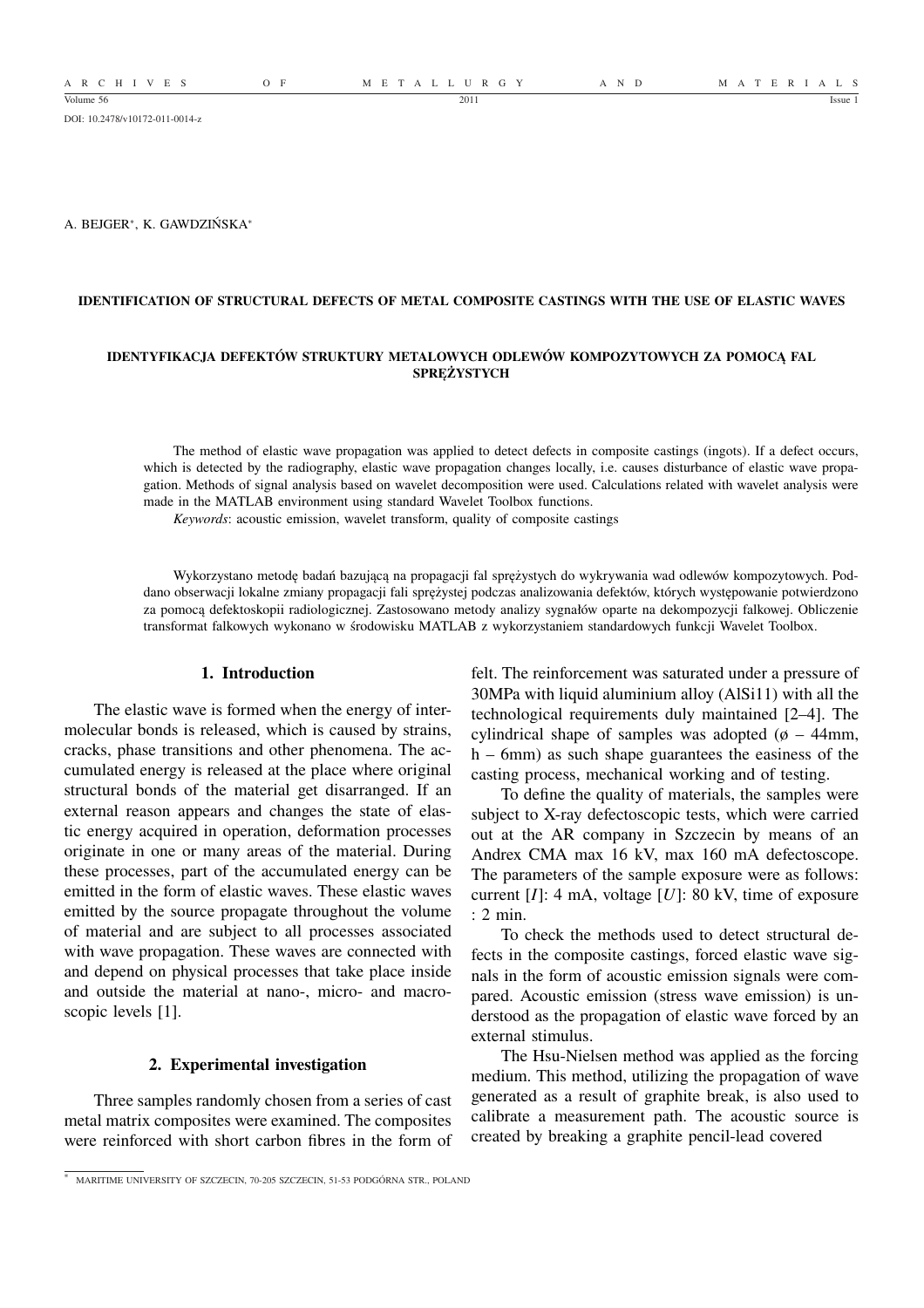DOI: 10.2478/v10172-011-0014-z

A. BEJGER[*], K. GAWDZIŃSKA[*]

# IDENTIFICATION OF STRUCTURAL DEFECTS OF METAL COMPOSITE CASTINGS WITH THE USE OF ELASTIC WAVES

## IDENTYFIKACJA DEFEKTÓW STRUKTURY METALOWYCH ODLEWÓW KOMPOZYTOWYCH ZA POMOCĄ FAL SPRĘŻYSTYCH

The method of elastic wave propagation was applied to detect defects in composite castings (ingots). If a defect occurs, which is detected by the radiography, elastic wave propagation changes locally, i.e. causes disturbance of elastic wave propagation. Methods of signal analysis based on wavelet decomposition were used. Calculations related with wavelet analysis were made in the MATLAB environment using standard Wavelet Toolbox functions.

*Keywords*: acoustic emission, wavelet transform, quality of composite castings

Wykorzystano metodę badań bazującą na propagacji fal sprężystych do wykrywania wad odlewów kompozytowych. Poddano obserwacji lokalne zmiany propagacji fali sprężystej podczas analizowania defektów, których występowanie potwierdzono za pomocą defektoskopii radiologicznej. Zastosowano metody analizy sygnałów oparte na dekompozycji falkowej. Obliczenie transformat falkowych wykonano w środowisku MATLAB z wykorzystaniem standardowych funkcji Wavelet Toolbox.

## 1. Introduction

The elastic wave is formed when the energy of intermolecular bonds is released, which is caused by strains, cracks, phase transitions and other phenomena. The accumulated energy is released at the place where original structural bonds of the material get disarranged. If an external reason appears and changes the state of elastic energy acquired in operation, deformation processes originate in one or many areas of the material. During these processes, part of the accumulated energy can be emitted in the form of elastic waves. These elastic waves emitted by the source propagate throughout the volume of material and are subject to all processes associated with wave propagation. These waves are connected with and depend on physical processes that take place inside and outside the material at nano-, micro- and macroscopic levels [1].

## 2. Experimental investigation

Three samples randomly chosen from a series of cast metal matrix composites were examined. The composites were reinforced with short carbon fibres in the form of felt. The reinforcement was saturated under a pressure of 30MPa with liquid aluminium alloy (AlSi11) with all the technological requirements duly maintained [2–4]. The cylindrical shape of samples was adopted (ø – 44mm, h – 6mm) as such shape guarantees the easiness of the casting process, mechanical working and of testing.

To define the quality of materials, the samples were subject to X-ray defectoscopic tests, which were carried out at the AR company in Szczecin by means of an Andrex CMA max 16 kV, max 160 mA defectoscope. The parameters of the sample exposure were as follows: current [$I$]: 4 mA, voltage [$U$]: 80 kV, time of exposure : 2 min.

To check the methods used to detect structural defects in the composite castings, forced elastic wave signals in the form of acoustic emission signals were compared. Acoustic emission (stress wave emission) is understood as the propagation of elastic wave forced by an external stimulus.

The Hsu-Nielsen method was applied as the forcing medium. This method, utilizing the propagation of wave generated as a result of graphite break, is also used to calibrate a measurement path. The acoustic source is created by breaking a graphite pencil-lead covered

[*] MARITIME UNIVERSITY OF SZCZECIN, 70-205 SZCZECIN, 51-53 PODGÓRNA STR., POLAND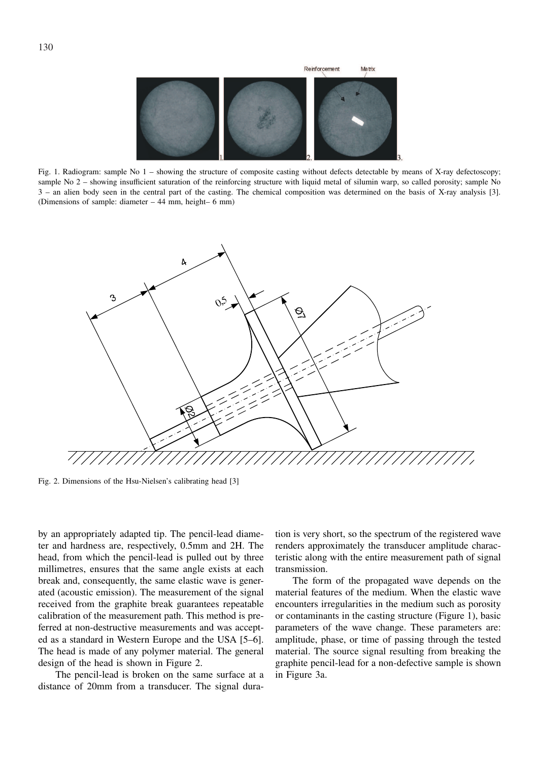Fig. 1. Radiogram: sample No 1 – showing the structure of composite casting without defects detectable by means of X-ray defectoscopy; sample No 2 – showing insufficient saturation of the reinforcing structure with liquid metal of silumin warp, so called porosity; sample No 3 – an alien body seen in the central part of the casting. The chemical composition was determined on the basis of X-ray analysis [3]. (Dimensions of sample: diameter – 44 mm, height– 6 mm)

Fig. 2. Dimensions of the Hsu-Nielsen's calibrating head [3]

by an appropriately adapted tip. The pencil-lead diameter and hardness are, respectively, 0.5mm and 2H. The head, from which the pencil-lead is pulled out by three millimetres, ensures that the same angle exists at each break and, consequently, the same elastic wave is generated (acoustic emission). The measurement of the signal received from the graphite break guarantees repeatable calibration of the measurement path. This method is preferred at non-destructive measurements and was accepted as a standard in Western Europe and the USA [5–6]. The head is made of any polymer material. The general design of the head is shown in Figure 2.

The pencil-lead is broken on the same surface at a distance of 20mm from a transducer. The signal duration is very short, so the spectrum of the registered wave renders approximately the transducer amplitude characteristic along with the entire measurement path of signal transmission.

The form of the propagated wave depends on the material features of the medium. When the elastic wave encounters irregularities in the medium such as porosity or contaminants in the casting structure (Figure 1), basic parameters of the wave change. These parameters are: amplitude, phase, or time of passing through the tested material. The source signal resulting from breaking the graphite pencil-lead for a non-defective sample is shown in Figure 3a.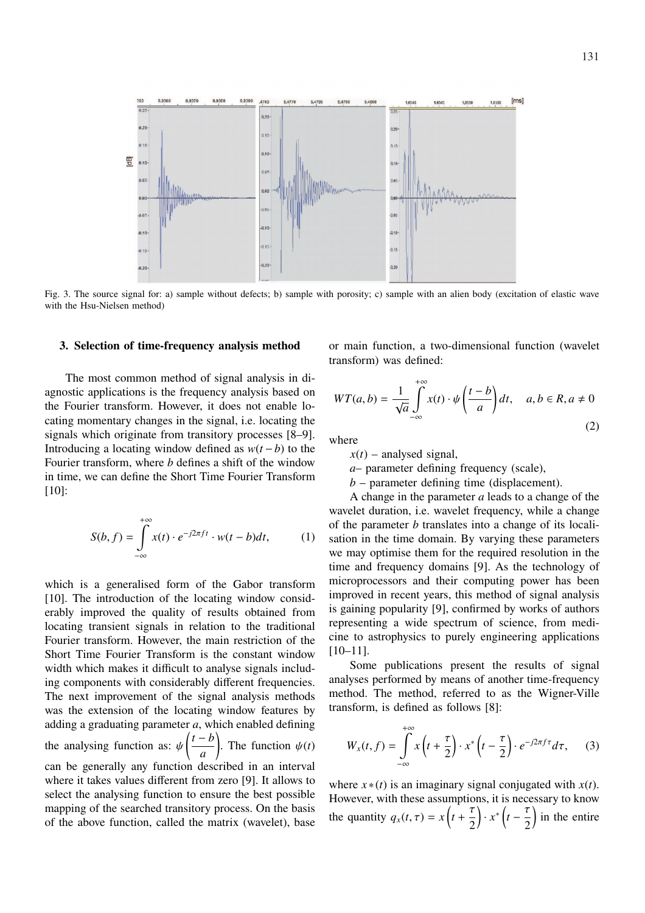Fig. 3. The source signal for: a) sample without defects; b) sample with porosity; c) sample with an alien body (excitation of elastic wave with the Hsu-Nielsen method)

### 3. Selection of time-frequency analysis method

The most common method of signal analysis in diagnostic applications is the frequency analysis based on the Fourier transform. However, it does not enable locating momentary changes in the signal, i.e. locating the signals which originate from transitory processes [8–9]. Introducing a locating window defined as $w(t-b)$ to the Fourier transform, where $b$ defines a shift of the window in time, we can define the Short Time Fourier Transform [10]:

$$S(b, f) = \int_{-\infty}^{+\infty} x(t) \cdot e^{-j2\pi f t} \cdot w(t-b) dt, \qquad (1)$$

which is a generalised form of the Gabor transform [10]. The introduction of the locating window considerably improved the quality of results obtained from locating transient signals in relation to the traditional Fourier transform. However, the main restriction of the Short Time Fourier Transform is the constant window width which makes it difficult to analyse signals including components with considerably different frequencies. The next improvement of the signal analysis methods was the extension of the locating window features by adding a graduating parameter $a$, which enabled defining the analysing function as: $\psi\left(\frac{t-b}{a}\right)$. The function $\psi(t)$ can be generally any function described in an interval where it takes values different from zero [9]. It allows to select the analysing function to ensure the best possible mapping of the searched transitory process. On the basis of the above function, called the matrix (wavelet), base or main function, a two-dimensional function (wavelet transform) was defined:

$$WT(a, b) = \frac{1}{\sqrt{a}} \int_{-\infty}^{+\infty} x(t) \cdot \psi\left(\frac{t-b}{a}\right) dt, \quad a, b \in R, a \neq 0 \qquad (2)$$

where

$x(t)$ – analysed signal,

$a$– parameter defining frequency (scale),

$b$ – parameter defining time (displacement).

A change in the parameter $a$ leads to a change of the wavelet duration, i.e. wavelet frequency, while a change of the parameter $b$ translates into a change of its localisation in the time domain. By varying these parameters we may optimise them for the required resolution in the time and frequency domains [9]. As the technology of microprocessors and their computing power has been improved in recent years, this method of signal analysis is gaining popularity [9], confirmed by works of authors representing a wide spectrum of science, from medicine to astrophysics to purely engineering applications [10–11].

Some publications present the results of signal analyses performed by means of another time-frequency method. The method, referred to as the Wigner-Ville transform, is defined as follows [8]:

$$W_x(t, f) = \int_{-\infty}^{+\infty} x\left(t + \frac{\tau}{2}\right) \cdot x^*\left(t - \frac{\tau}{2}\right) \cdot e^{-j2\pi f \tau} d\tau, \qquad (3)$$

where $x*(t)$ is an imaginary signal conjugated with $x(t)$. However, with these assumptions, it is necessary to know the quantity $q_x(t, \tau) = x\left(t + \frac{\tau}{2}\right) \cdot x^*\left(t - \frac{\tau}{2}\right)$ in the entire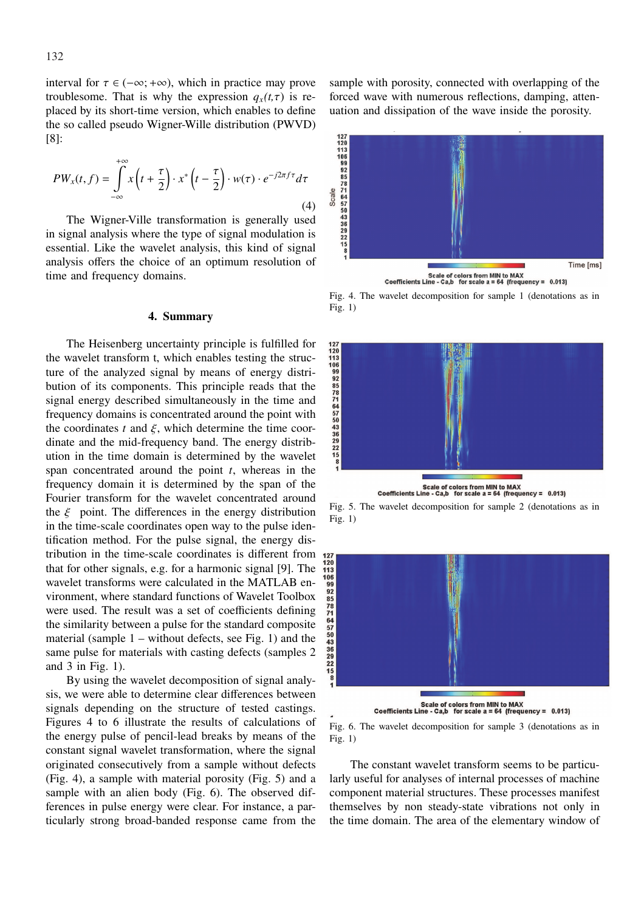interval for $\tau \in (-\infty; +\infty)$, which in practice may prove troublesome. That is why the expression $q_x(t,\tau)$ is replaced by its short-time version, which enables to define the so called pseudo Wigner-Wille distribution (PWVD) [8]:

$$PW_x(t,f) = \int_{-\infty}^{+\infty} x\left(t+\frac{\tau}{2}\right) \cdot x^*\left(t-\frac{\tau}{2}\right) \cdot w(\tau) \cdot e^{-j2\pi f \tau} d\tau \tag{4}$$

The Wigner-Ville transformation is generally used in signal analysis where the type of signal modulation is essential. Like the wavelet analysis, this kind of signal analysis offers the choice of an optimum resolution of time and frequency domains.

## 4. Summary

The Heisenberg uncertainty principle is fulfilled for the wavelet transform t, which enables testing the structure of the analyzed signal by means of energy distribution of its components. This principle reads that the signal energy described simultaneously in the time and frequency domains is concentrated around the point with the coordinates $t$ and $\xi$, which determine the time coordinate and the mid-frequency band. The energy distribution in the time domain is determined by the wavelet span concentrated around the point $t$, whereas in the frequency domain it is determined by the span of the Fourier transform for the wavelet concentrated around the $\xi$ point. The differences in the energy distribution in the time-scale coordinates open way to the pulse identification method. For the pulse signal, the energy distribution in the time-scale coordinates is different from that for other signals, e.g. for a harmonic signal [9]. The wavelet transforms were calculated in the MATLAB environment, where standard functions of Wavelet Toolbox were used. The result was a set of coefficients defining the similarity between a pulse for the standard composite material (sample 1 – without defects, see Fig. 1) and the same pulse for materials with casting defects (samples 2 and 3 in Fig. 1).

By using the wavelet decomposition of signal analysis, we were able to determine clear differences between signals depending on the structure of tested castings. Figures 4 to 6 illustrate the results of calculations of the energy pulse of pencil-lead breaks by means of the constant signal wavelet transformation, where the signal originated consecutively from a sample without defects (Fig. 4), a sample with material porosity (Fig. 5) and a sample with an alien body (Fig. 6). The observed differences in pulse energy were clear. For instance, a particularly strong broad-banded response came from the sample with porosity, connected with overlapping of the forced wave with numerous reflections, damping, attenuation and dissipation of the wave inside the porosity.

Fig. 4. The wavelet decomposition for sample 1 (denotations as in Fig. 1)

Fig. 5. The wavelet decomposition for sample 2 (denotations as in Fig. 1)

Fig. 6. The wavelet decomposition for sample 3 (denotations as in Fig. 1)

The constant wavelet transform seems to be particularly useful for analyses of internal processes of machine component material structures. These processes manifest themselves by non steady-state vibrations not only in the time domain. The area of the elementary window of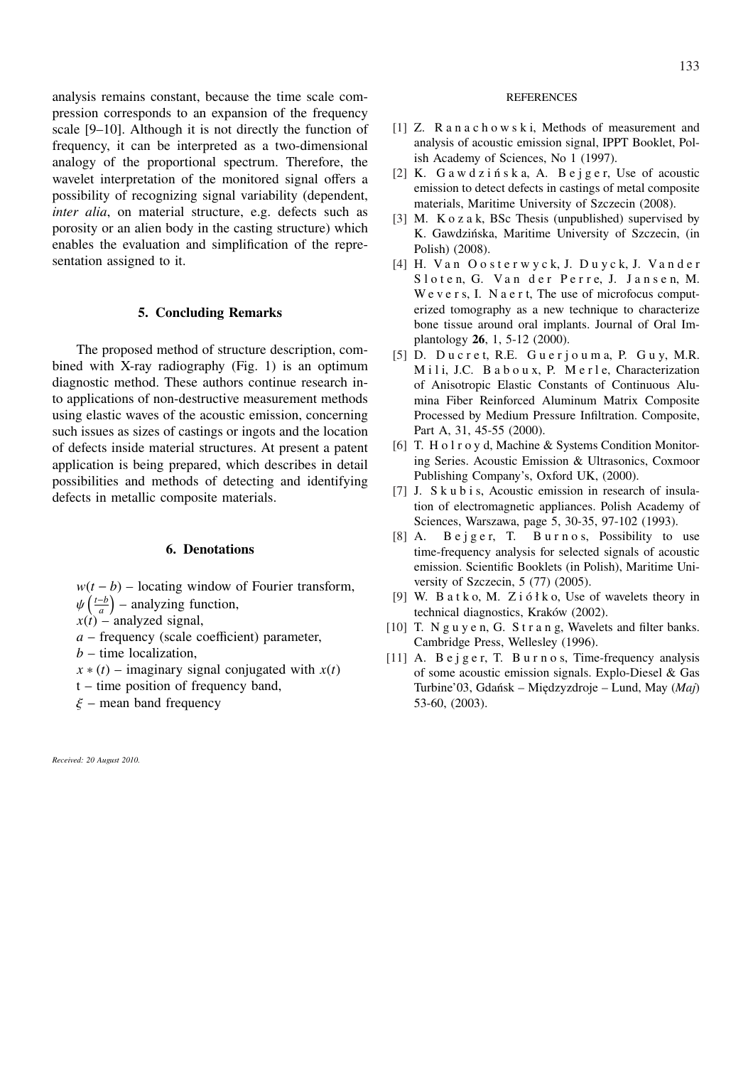analysis remains constant, because the time scale compression corresponds to an expansion of the frequency scale [9–10]. Although it is not directly the function of frequency, it can be interpreted as a two-dimensional analogy of the proportional spectrum. Therefore, the wavelet interpretation of the monitored signal offers a possibility of recognizing signal variability (dependent, *inter alia*, on material structure, e.g. defects such as porosity or an alien body in the casting structure) which enables the evaluation and simplification of the representation assigned to it.

## 5. Concluding Remarks

The proposed method of structure description, combined with X-ray radiography (Fig. 1) is an optimum diagnostic method. These authors continue research into applications of non-destructive measurement methods using elastic waves of the acoustic emission, concerning such issues as sizes of castings or ingots and the location of defects inside material structures. At present a patent application is being prepared, which describes in detail possibilities and methods of detecting and identifying defects in metallic composite materials.

## 6. Denotations

$w(t-b)$ – locating window of Fourier transform,
$\psi\left(\frac{t-b}{a}\right)$ – analyzing function,
$x(t)$ – analyzed signal,
$a$ – frequency (scale coefficient) parameter,
$b$ – time localization,
$x*(t)$ – imaginary signal conjugated with $x(t)$
t – time position of frequency band,
$\xi$ – mean band frequency

*Received: 20 August 2010.*

REFERENCES

[1] Z. Ranachowski, Methods of measurement and analysis of acoustic emission signal, IPPT Booklet, Polish Academy of Sciences, No 1 (1997).

[2] K. Gawdzińska, A. Bejger, Use of acoustic emission to detect defects in castings of metal composite materials, Maritime University of Szczecin (2008).

[3] M. Kozak, BSc Thesis (unpublished) supervised by K. Gawdzińska, Maritime University of Szczecin, (in Polish) (2008).

[4] H. Van Oosterwyck, J. Duyck, J. Vander Sloten, G. Van der Perre, J. Jansen, M. Wevers, I. Naert, The use of microfocus computerized tomography as a new technique to characterize bone tissue around oral implants. Journal of Oral Implantology **26**, 1, 5-12 (2000).

[5] D. Ducret, R.E. Guerjouma, P. Guy, M.R. Mili, J.C. Baboux, P. Merle, Characterization of Anisotropic Elastic Constants of Continuous Alumina Fiber Reinforced Aluminum Matrix Composite Processed by Medium Pressure Infiltration. Composite, Part A, 31, 45-55 (2000).

[6] T. Holroyd, Machine & Systems Condition Monitoring Series. Acoustic Emission & Ultrasonics, Coxmoor Publishing Company's, Oxford UK, (2000).

[7] J. Skubis, Acoustic emission in research of insulation of electromagnetic appliances. Polish Academy of Sciences, Warszawa, page 5, 30-35, 97-102 (1993).

[8] A. Bejger, T. Burnos, Possibility to use time-frequency analysis for selected signals of acoustic emission. Scientific Booklets (in Polish), Maritime University of Szczecin, 5 (77) (2005).

[9] W. Batko, M. Ziółko, Use of wavelets theory in technical diagnostics, Kraków (2002).

[10] T. Nguyen, G. Strang, Wavelets and filter banks. Cambridge Press, Wellesley (1996).

[11] A. Bejger, T. Burnos, Time-frequency analysis of some acoustic emission signals. Explo-Diesel & Gas Turbine'03, Gdańsk – Międzyzdroje – Lund, May (*Maj*) 53-60, (2003).